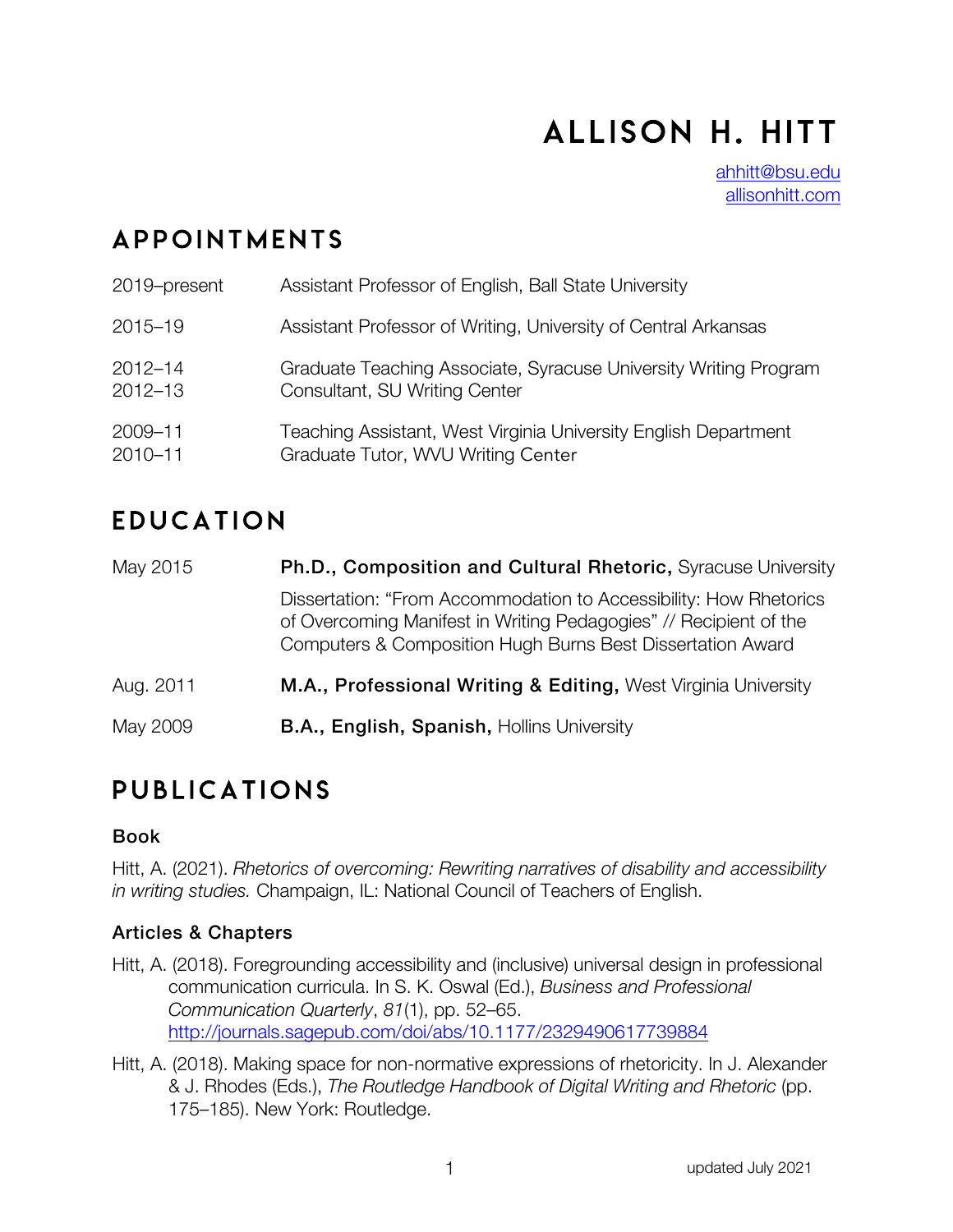# ALLISON H. HITT

ahhitt@bsu.edu
allisonhitt.com

## APPOINTMENTS

| | |
|---|---|
| 2019–present | Assistant Professor of English, Ball State University |
| 2015–19 | Assistant Professor of Writing, University of Central Arkansas |
| 2012–14<br>2012–13 | Graduate Teaching Associate, Syracuse University Writing Program<br>Consultant, SU Writing Center |
| 2009–11<br>2010–11 | Teaching Assistant, West Virginia University English Department<br>Graduate Tutor, WVU Writing Center |

## EDUCATION

| | |
|---|---|
| May 2015 | **Ph.D., Composition and Cultural Rhetoric,** Syracuse University<br>Dissertation: "From Accommodation to Accessibility: How Rhetorics of Overcoming Manifest in Writing Pedagogies" // Recipient of the Computers & Composition Hugh Burns Best Dissertation Award |
| Aug. 2011 | **M.A., Professional Writing & Editing,** West Virginia University |
| May 2009 | **B.A., English, Spanish,** Hollins University |

## PUBLICATIONS

### Book

Hitt, A. (2021). *Rhetorics of overcoming: Rewriting narratives of disability and accessibility in writing studies.* Champaign, IL: National Council of Teachers of English.

### Articles & Chapters

Hitt, A. (2018). Foregrounding accessibility and (inclusive) universal design in professional communication curricula. In S. K. Oswal (Ed.), *Business and Professional Communication Quarterly*, *81*(1), pp. 52–65. http://journals.sagepub.com/doi/abs/10.1177/2329490617739884

Hitt, A. (2018). Making space for non-normative expressions of rhetoricity. In J. Alexander & J. Rhodes (Eds.), *The Routledge Handbook of Digital Writing and Rhetoric* (pp. 175–185). New York: Routledge.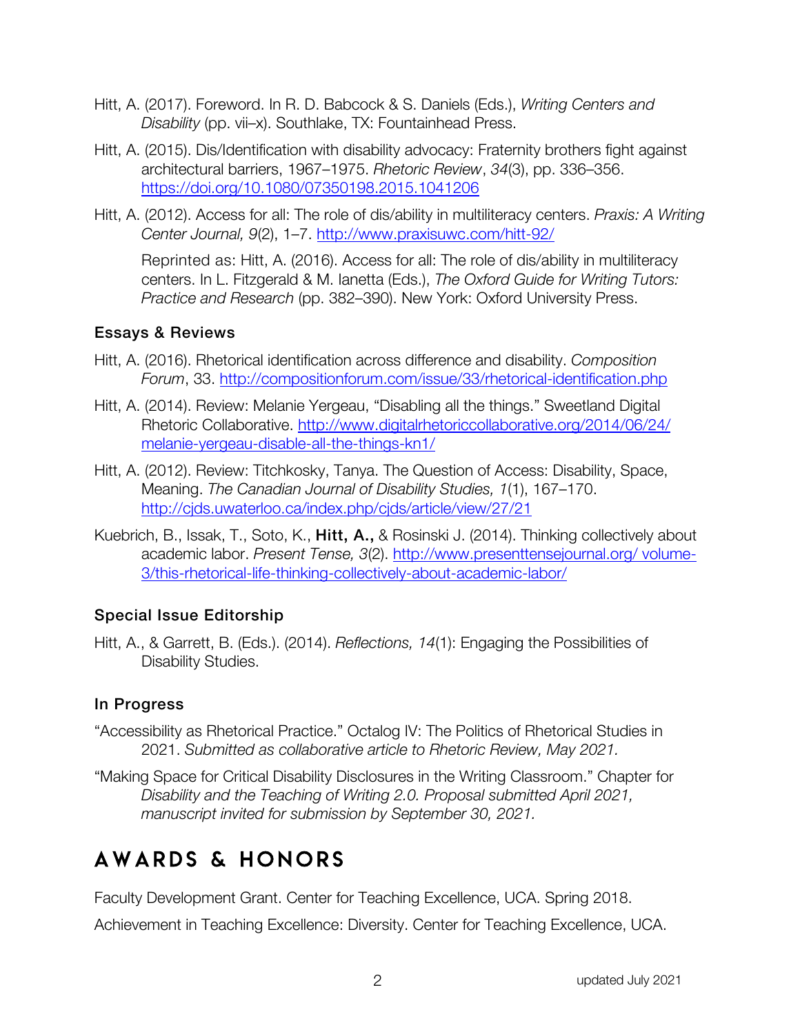Hitt, A. (2017). Foreword. In R. D. Babcock & S. Daniels (Eds.), *Writing Centers and Disability* (pp. vii–x). Southlake, TX: Fountainhead Press.

Hitt, A. (2015). Dis/Identification with disability advocacy: Fraternity brothers fight against architectural barriers, 1967–1975. *Rhetoric Review*, *34*(3), pp. 336–356. https://doi.org/10.1080/07350198.2015.1041206

Hitt, A. (2012). Access for all: The role of dis/ability in multiliteracy centers. *Praxis: A Writing Center Journal, 9*(2), 1–7. http://www.praxisuwc.com/hitt-92/

Reprinted as: Hitt, A. (2016). Access for all: The role of dis/ability in multiliteracy centers. In L. Fitzgerald & M. Ianetta (Eds.), *The Oxford Guide for Writing Tutors: Practice and Research* (pp. 382–390). New York: Oxford University Press.

### Essays & Reviews

Hitt, A. (2016). Rhetorical identification across difference and disability. *Composition Forum*, 33. http://compositionforum.com/issue/33/rhetorical-identification.php

Hitt, A. (2014). Review: Melanie Yergeau, "Disabling all the things." Sweetland Digital Rhetoric Collaborative. http://www.digitalrhetoriccollaborative.org/2014/06/24/melanie-yergeau-disable-all-the-things-kn1/

Hitt, A. (2012). Review: Titchkosky, Tanya. The Question of Access: Disability, Space, Meaning. *The Canadian Journal of Disability Studies, 1*(1), 167–170. http://cjds.uwaterloo.ca/index.php/cjds/article/view/27/21

Kuebrich, B., Issak, T., Soto, K., **Hitt, A.,** & Rosinski J. (2014). Thinking collectively about academic labor. *Present Tense, 3*(2). http://www.presenttensejournal.org/volume-3/this-rhetorical-life-thinking-collectively-about-academic-labor/

### Special Issue Editorship

Hitt, A., & Garrett, B. (Eds.). (2014). *Reflections, 14*(1): Engaging the Possibilities of Disability Studies.

### In Progress

"Accessibility as Rhetorical Practice." Octalog IV: The Politics of Rhetorical Studies in 2021. *Submitted as collaborative article to Rhetoric Review, May 2021.*

"Making Space for Critical Disability Disclosures in the Writing Classroom." Chapter for *Disability and the Teaching of Writing 2.0. Proposal submitted April 2021, manuscript invited for submission by September 30, 2021.*

## AWARDS & HONORS

Faculty Development Grant. Center for Teaching Excellence, UCA. Spring 2018.

Achievement in Teaching Excellence: Diversity. Center for Teaching Excellence, UCA.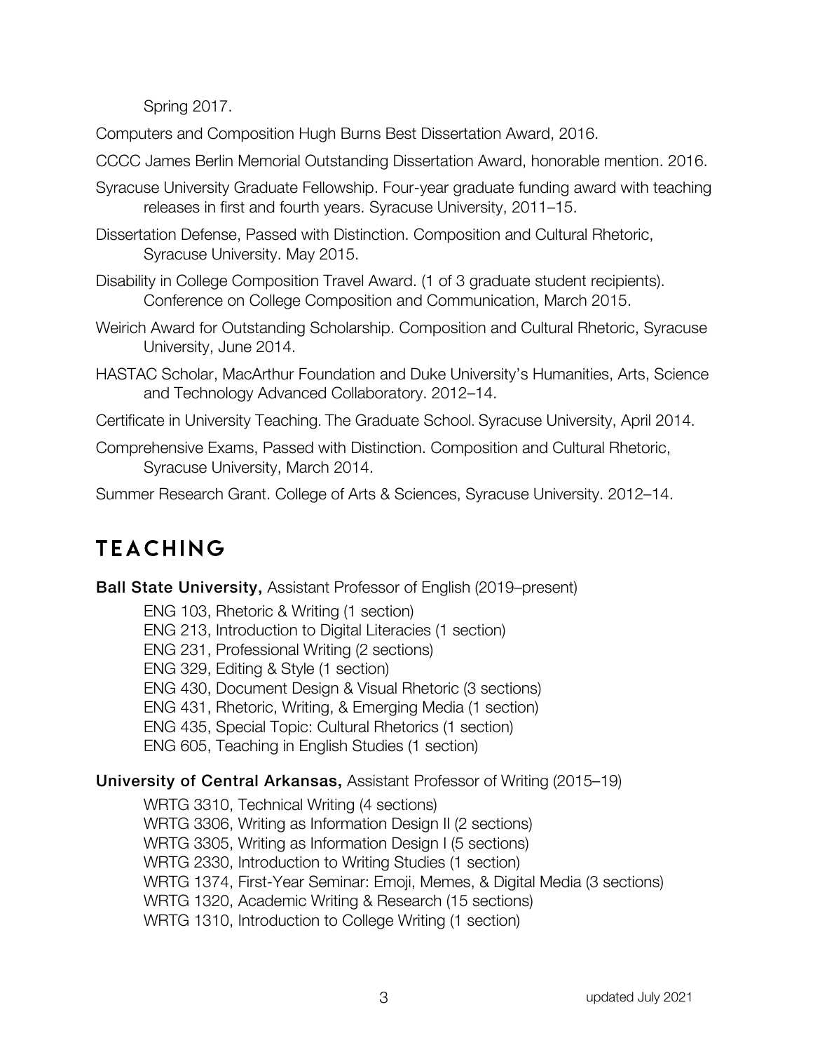Spring 2017.

Computers and Composition Hugh Burns Best Dissertation Award, 2016.

CCCC James Berlin Memorial Outstanding Dissertation Award, honorable mention. 2016.

Syracuse University Graduate Fellowship. Four-year graduate funding award with teaching releases in first and fourth years. Syracuse University, 2011–15.

Dissertation Defense, Passed with Distinction. Composition and Cultural Rhetoric, Syracuse University. May 2015.

Disability in College Composition Travel Award. (1 of 3 graduate student recipients). Conference on College Composition and Communication, March 2015.

Weirich Award for Outstanding Scholarship. Composition and Cultural Rhetoric, Syracuse University, June 2014.

HASTAC Scholar, MacArthur Foundation and Duke University's Humanities, Arts, Science and Technology Advanced Collaboratory. 2012–14.

Certificate in University Teaching. The Graduate School. Syracuse University, April 2014.

Comprehensive Exams, Passed with Distinction. Composition and Cultural Rhetoric, Syracuse University, March 2014.

Summer Research Grant. College of Arts & Sciences, Syracuse University. 2012–14.

# TEACHING

**Ball State University,** Assistant Professor of English (2019–present)

ENG 103, Rhetoric & Writing (1 section)
ENG 213, Introduction to Digital Literacies (1 section)
ENG 231, Professional Writing (2 sections)
ENG 329, Editing & Style (1 section)
ENG 430, Document Design & Visual Rhetoric (3 sections)
ENG 431, Rhetoric, Writing, & Emerging Media (1 section)
ENG 435, Special Topic: Cultural Rhetorics (1 section)
ENG 605, Teaching in English Studies (1 section)

**University of Central Arkansas,** Assistant Professor of Writing (2015–19)

WRTG 3310, Technical Writing (4 sections)
WRTG 3306, Writing as Information Design II (2 sections)
WRTG 3305, Writing as Information Design I (5 sections)
WRTG 2330, Introduction to Writing Studies (1 section)
WRTG 1374, First-Year Seminar: Emoji, Memes, & Digital Media (3 sections)
WRTG 1320, Academic Writing & Research (15 sections)
WRTG 1310, Introduction to College Writing (1 section)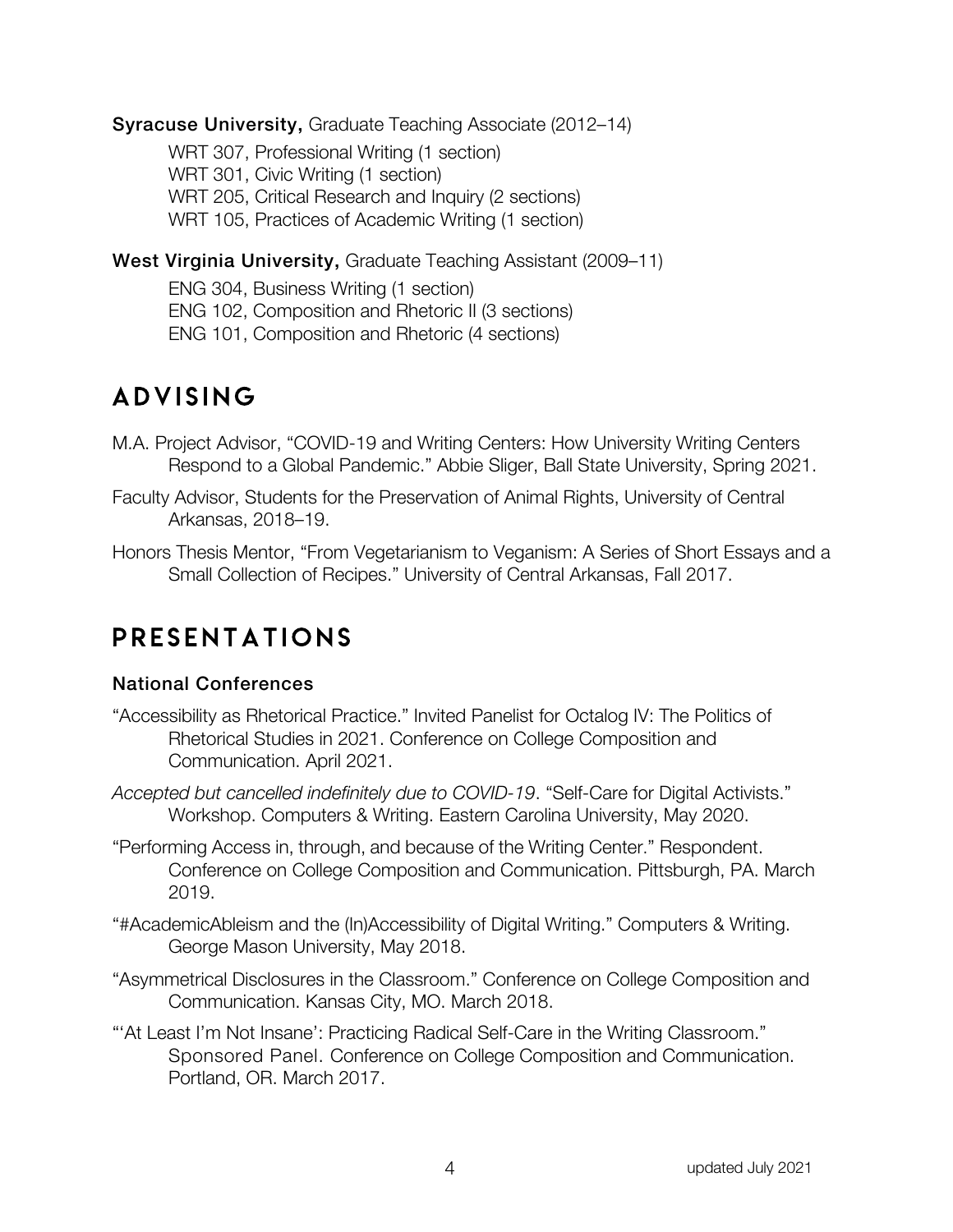**Syracuse University,** Graduate Teaching Associate (2012–14)

WRT 307, Professional Writing (1 section)
WRT 301, Civic Writing (1 section)
WRT 205, Critical Research and Inquiry (2 sections)
WRT 105, Practices of Academic Writing (1 section)

**West Virginia University,** Graduate Teaching Assistant (2009–11)

ENG 304, Business Writing (1 section)
ENG 102, Composition and Rhetoric II (3 sections)
ENG 101, Composition and Rhetoric (4 sections)

# ADVISING

M.A. Project Advisor, "COVID-19 and Writing Centers: How University Writing Centers Respond to a Global Pandemic." Abbie Sliger, Ball State University, Spring 2021.

Faculty Advisor, Students for the Preservation of Animal Rights, University of Central Arkansas, 2018–19.

Honors Thesis Mentor, "From Vegetarianism to Veganism: A Series of Short Essays and a Small Collection of Recipes." University of Central Arkansas, Fall 2017.

# PRESENTATIONS

## National Conferences

"Accessibility as Rhetorical Practice." Invited Panelist for Octalog IV: The Politics of Rhetorical Studies in 2021. Conference on College Composition and Communication. April 2021.

*Accepted but cancelled indefinitely due to COVID-19*. "Self-Care for Digital Activists." Workshop. Computers & Writing. Eastern Carolina University, May 2020.

"Performing Access in, through, and because of the Writing Center." Respondent. Conference on College Composition and Communication. Pittsburgh, PA. March 2019.

"#AcademicAbleism and the (In)Accessibility of Digital Writing." Computers & Writing. George Mason University, May 2018.

"Asymmetrical Disclosures in the Classroom." Conference on College Composition and Communication. Kansas City, MO. March 2018.

"'At Least I'm Not Insane': Practicing Radical Self-Care in the Writing Classroom." Sponsored Panel. Conference on College Composition and Communication. Portland, OR. March 2017.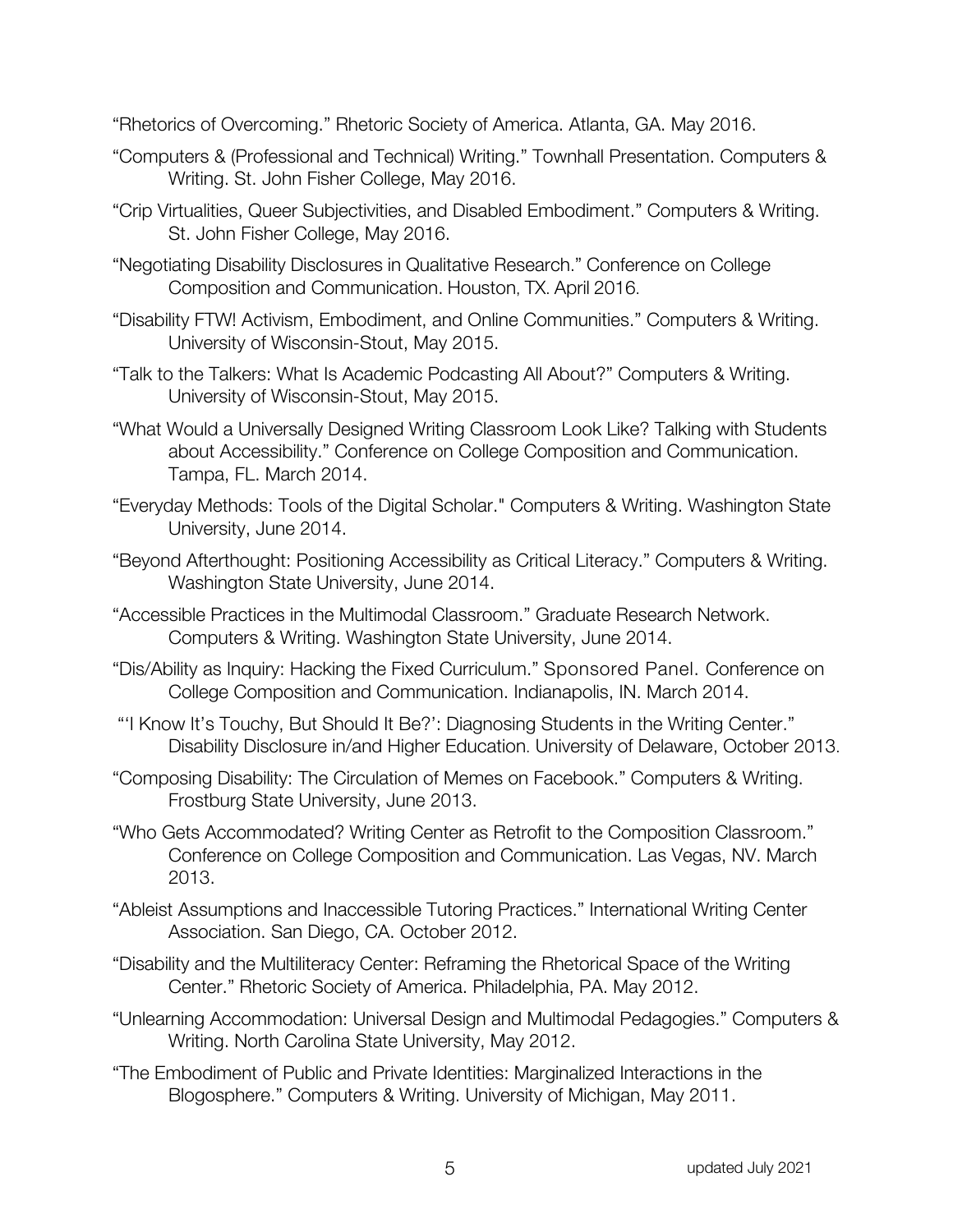"Rhetorics of Overcoming." Rhetoric Society of America. Atlanta, GA. May 2016.

"Computers & (Professional and Technical) Writing." Townhall Presentation. Computers & Writing. St. John Fisher College, May 2016.

"Crip Virtualities, Queer Subjectivities, and Disabled Embodiment." Computers & Writing. St. John Fisher College, May 2016.

"Negotiating Disability Disclosures in Qualitative Research." Conference on College Composition and Communication. Houston, TX. April 2016.

"Disability FTW! Activism, Embodiment, and Online Communities." Computers & Writing. University of Wisconsin-Stout, May 2015.

"Talk to the Talkers: What Is Academic Podcasting All About?" Computers & Writing. University of Wisconsin-Stout, May 2015.

"What Would a Universally Designed Writing Classroom Look Like? Talking with Students about Accessibility." Conference on College Composition and Communication. Tampa, FL. March 2014.

"Everyday Methods: Tools of the Digital Scholar." Computers & Writing. Washington State University, June 2014.

"Beyond Afterthought: Positioning Accessibility as Critical Literacy." Computers & Writing. Washington State University, June 2014.

"Accessible Practices in the Multimodal Classroom." Graduate Research Network. Computers & Writing. Washington State University, June 2014.

"Dis/Ability as Inquiry: Hacking the Fixed Curriculum." Sponsored Panel. Conference on College Composition and Communication. Indianapolis, IN. March 2014.

"'I Know It's Touchy, But Should It Be?': Diagnosing Students in the Writing Center." Disability Disclosure in/and Higher Education. University of Delaware, October 2013.

"Composing Disability: The Circulation of Memes on Facebook." Computers & Writing. Frostburg State University, June 2013.

"Who Gets Accommodated? Writing Center as Retrofit to the Composition Classroom." Conference on College Composition and Communication. Las Vegas, NV. March 2013.

"Ableist Assumptions and Inaccessible Tutoring Practices." International Writing Center Association. San Diego, CA. October 2012.

"Disability and the Multiliteracy Center: Reframing the Rhetorical Space of the Writing Center." Rhetoric Society of America. Philadelphia, PA. May 2012.

"Unlearning Accommodation: Universal Design and Multimodal Pedagogies." Computers & Writing. North Carolina State University, May 2012.

"The Embodiment of Public and Private Identities: Marginalized Interactions in the Blogosphere." Computers & Writing. University of Michigan, May 2011.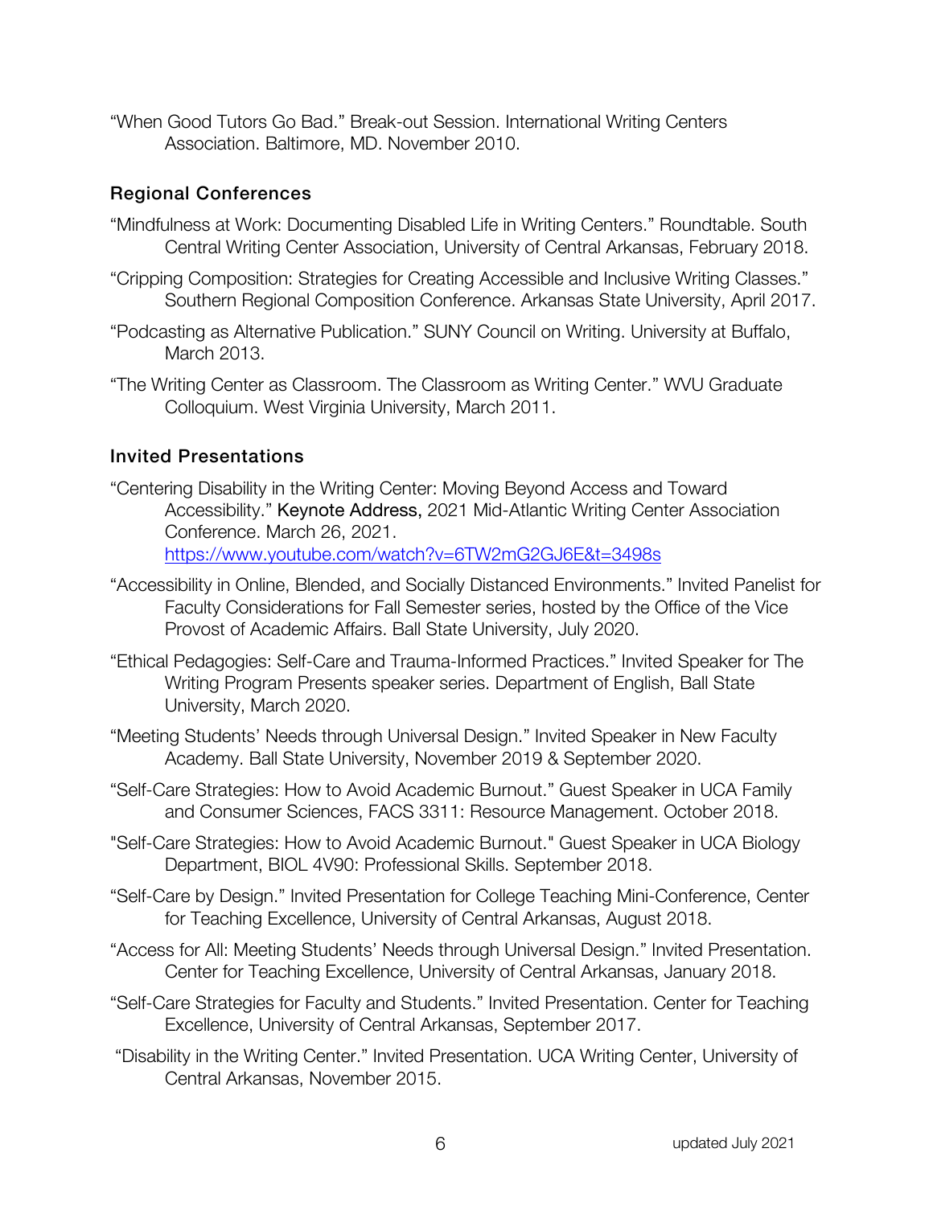"When Good Tutors Go Bad." Break-out Session. International Writing Centers Association. Baltimore, MD. November 2010.

### Regional Conferences

"Mindfulness at Work: Documenting Disabled Life in Writing Centers." Roundtable. South Central Writing Center Association, University of Central Arkansas, February 2018.

"Cripping Composition: Strategies for Creating Accessible and Inclusive Writing Classes." Southern Regional Composition Conference. Arkansas State University, April 2017.

"Podcasting as Alternative Publication." SUNY Council on Writing. University at Buffalo, March 2013.

"The Writing Center as Classroom. The Classroom as Writing Center." WVU Graduate Colloquium. West Virginia University, March 2011.

### Invited Presentations

"Centering Disability in the Writing Center: Moving Beyond Access and Toward Accessibility." Keynote Address, 2021 Mid-Atlantic Writing Center Association Conference. March 26, 2021. https://www.youtube.com/watch?v=6TW2mG2GJ6E&t=3498s

"Accessibility in Online, Blended, and Socially Distanced Environments." Invited Panelist for Faculty Considerations for Fall Semester series, hosted by the Office of the Vice Provost of Academic Affairs. Ball State University, July 2020.

"Ethical Pedagogies: Self-Care and Trauma-Informed Practices." Invited Speaker for The Writing Program Presents speaker series. Department of English, Ball State University, March 2020.

"Meeting Students' Needs through Universal Design." Invited Speaker in New Faculty Academy. Ball State University, November 2019 & September 2020.

"Self-Care Strategies: How to Avoid Academic Burnout." Guest Speaker in UCA Family and Consumer Sciences, FACS 3311: Resource Management. October 2018.

"Self-Care Strategies: How to Avoid Academic Burnout." Guest Speaker in UCA Biology Department, BIOL 4V90: Professional Skills. September 2018.

"Self-Care by Design." Invited Presentation for College Teaching Mini-Conference, Center for Teaching Excellence, University of Central Arkansas, August 2018.

"Access for All: Meeting Students' Needs through Universal Design." Invited Presentation. Center for Teaching Excellence, University of Central Arkansas, January 2018.

"Self-Care Strategies for Faculty and Students." Invited Presentation. Center for Teaching Excellence, University of Central Arkansas, September 2017.

"Disability in the Writing Center." Invited Presentation. UCA Writing Center, University of Central Arkansas, November 2015.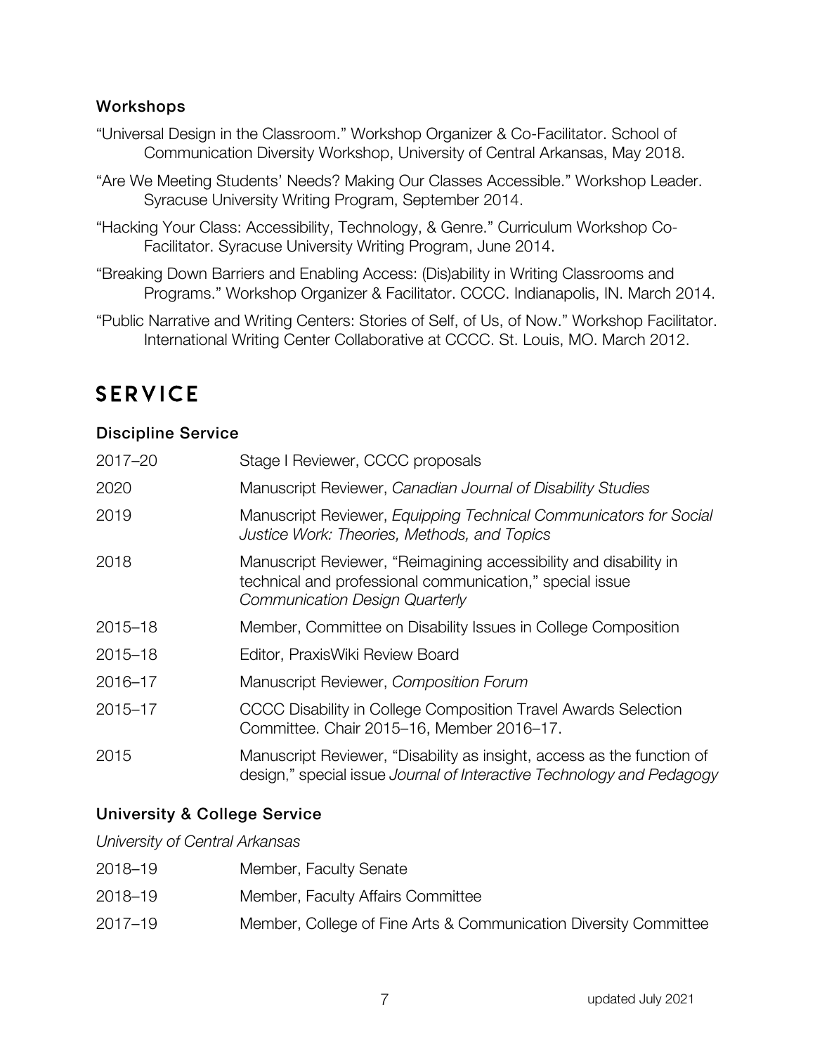### Workshops

"Universal Design in the Classroom." Workshop Organizer & Co-Facilitator. School of Communication Diversity Workshop, University of Central Arkansas, May 2018.

"Are We Meeting Students' Needs? Making Our Classes Accessible." Workshop Leader. Syracuse University Writing Program, September 2014.

"Hacking Your Class: Accessibility, Technology, & Genre." Curriculum Workshop Co-Facilitator. Syracuse University Writing Program, June 2014.

"Breaking Down Barriers and Enabling Access: (Dis)ability in Writing Classrooms and Programs." Workshop Organizer & Facilitator. CCCC. Indianapolis, IN. March 2014.

"Public Narrative and Writing Centers: Stories of Self, of Us, of Now." Workshop Facilitator. International Writing Center Collaborative at CCCC. St. Louis, MO. March 2012.

# SERVICE

### Discipline Service

| | |
|---|---|
| 2017–20 | Stage I Reviewer, CCCC proposals |
| 2020 | Manuscript Reviewer, *Canadian Journal of Disability Studies* |
| 2019 | Manuscript Reviewer, *Equipping Technical Communicators for Social Justice Work: Theories, Methods, and Topics* |
| 2018 | Manuscript Reviewer, "Reimagining accessibility and disability in technical and professional communication," special issue *Communication Design Quarterly* |
| 2015–18 | Member, Committee on Disability Issues in College Composition |
| 2015–18 | Editor, PraxisWiki Review Board |
| 2016–17 | Manuscript Reviewer, *Composition Forum* |
| 2015–17 | CCCC Disability in College Composition Travel Awards Selection Committee. Chair 2015–16, Member 2016–17. |
| 2015 | Manuscript Reviewer, "Disability as insight, access as the function of design," special issue *Journal of Interactive Technology and Pedagogy* |

### University & College Service

*University of Central Arkansas*

| | |
|---|---|
| 2018–19 | Member, Faculty Senate |
| 2018–19 | Member, Faculty Affairs Committee |
| 2017–19 | Member, College of Fine Arts & Communication Diversity Committee |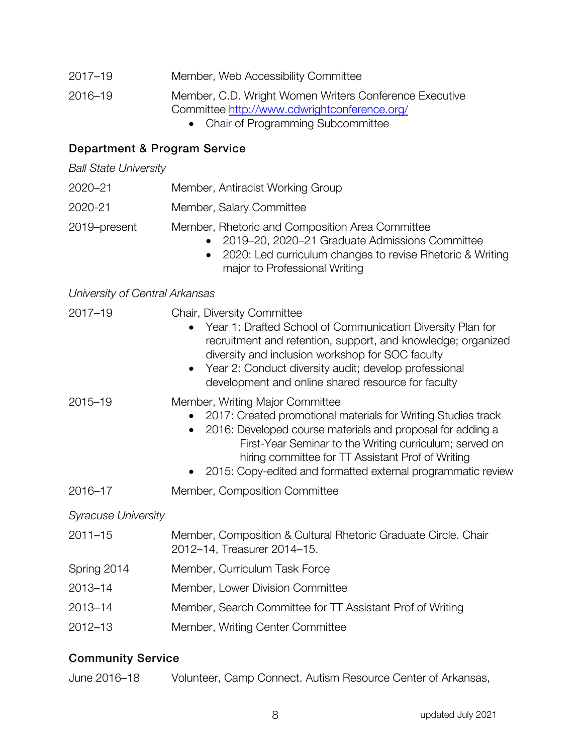2017–19 Member, Web Accessibility Committee

2016–19 Member, C.D. Wright Women Writers Conference Executive Committee http://www.cdwrightconference.org/

- Chair of Programming Subcommittee

### Department & Program Service

*Ball State University*

2020–21 Member, Antiracist Working Group

2020-21 Member, Salary Committee

2019–present Member, Rhetoric and Composition Area Committee

- 2019–20, 2020–21 Graduate Admissions Committee
- 2020: Led curriculum changes to revise Rhetoric & Writing major to Professional Writing

*University of Central Arkansas*

2017–19 Chair, Diversity Committee

- Year 1: Drafted School of Communication Diversity Plan for recruitment and retention, support, and knowledge; organized diversity and inclusion workshop for SOC faculty
- Year 2: Conduct diversity audit; develop professional development and online shared resource for faculty

2015–19 Member, Writing Major Committee

- 2017: Created promotional materials for Writing Studies track
- 2016: Developed course materials and proposal for adding a First-Year Seminar to the Writing curriculum; served on hiring committee for TT Assistant Prof of Writing
- 2015: Copy-edited and formatted external programmatic review

2016–17 Member, Composition Committee

*Syracuse University*

2011–15 Member, Composition & Cultural Rhetoric Graduate Circle. Chair 2012–14, Treasurer 2014–15.

Spring 2014 Member, Curriculum Task Force

2013–14 Member, Lower Division Committee

2013–14 Member, Search Committee for TT Assistant Prof of Writing

2012–13 Member, Writing Center Committee

### Community Service

June 2016–18 Volunteer, Camp Connect. Autism Resource Center of Arkansas,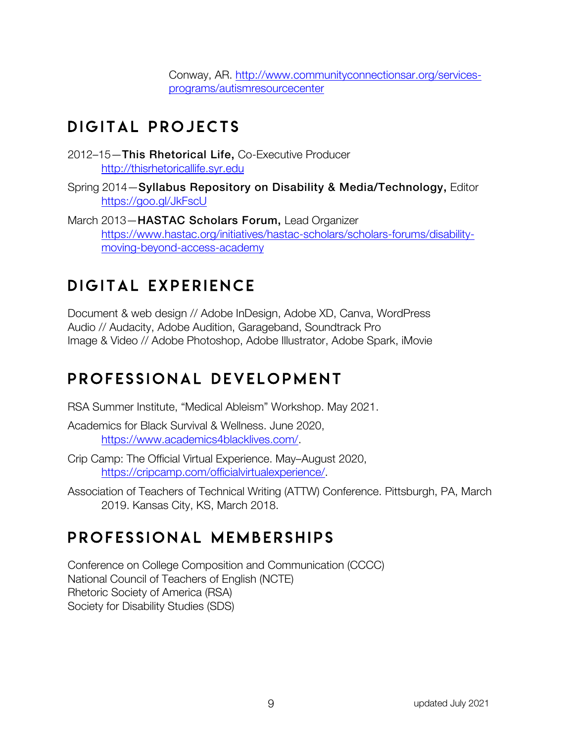Conway, AR. http://www.communityconnectionsar.org/services-programs/autismresourcecenter

## DIGITAL PROJECTS

2012–15—**This Rhetorical Life,** Co-Executive Producer
http://thisrhetoricallife.syr.edu

Spring 2014—**Syllabus Repository on Disability & Media/Technology,** Editor
https://goo.gl/JkFscU

March 2013—**HASTAC Scholars Forum,** Lead Organizer
https://www.hastac.org/initiatives/hastac-scholars/scholars-forums/disability-moving-beyond-access-academy

## DIGITAL EXPERIENCE

Document & web design // Adobe InDesign, Adobe XD, Canva, WordPress
Audio // Audacity, Adobe Audition, Garageband, Soundtrack Pro
Image & Video // Adobe Photoshop, Adobe Illustrator, Adobe Spark, iMovie

## PROFESSIONAL DEVELOPMENT

RSA Summer Institute, "Medical Ableism" Workshop. May 2021.

Academics for Black Survival & Wellness. June 2020, https://www.academics4blacklives.com/.

Crip Camp: The Official Virtual Experience. May–August 2020, https://cripcamp.com/officialvirtualexperience/.

Association of Teachers of Technical Writing (ATTW) Conference. Pittsburgh, PA, March 2019. Kansas City, KS, March 2018.

## PROFESSIONAL MEMBERSHIPS

Conference on College Composition and Communication (CCCC)
National Council of Teachers of English (NCTE)
Rhetoric Society of America (RSA)
Society for Disability Studies (SDS)